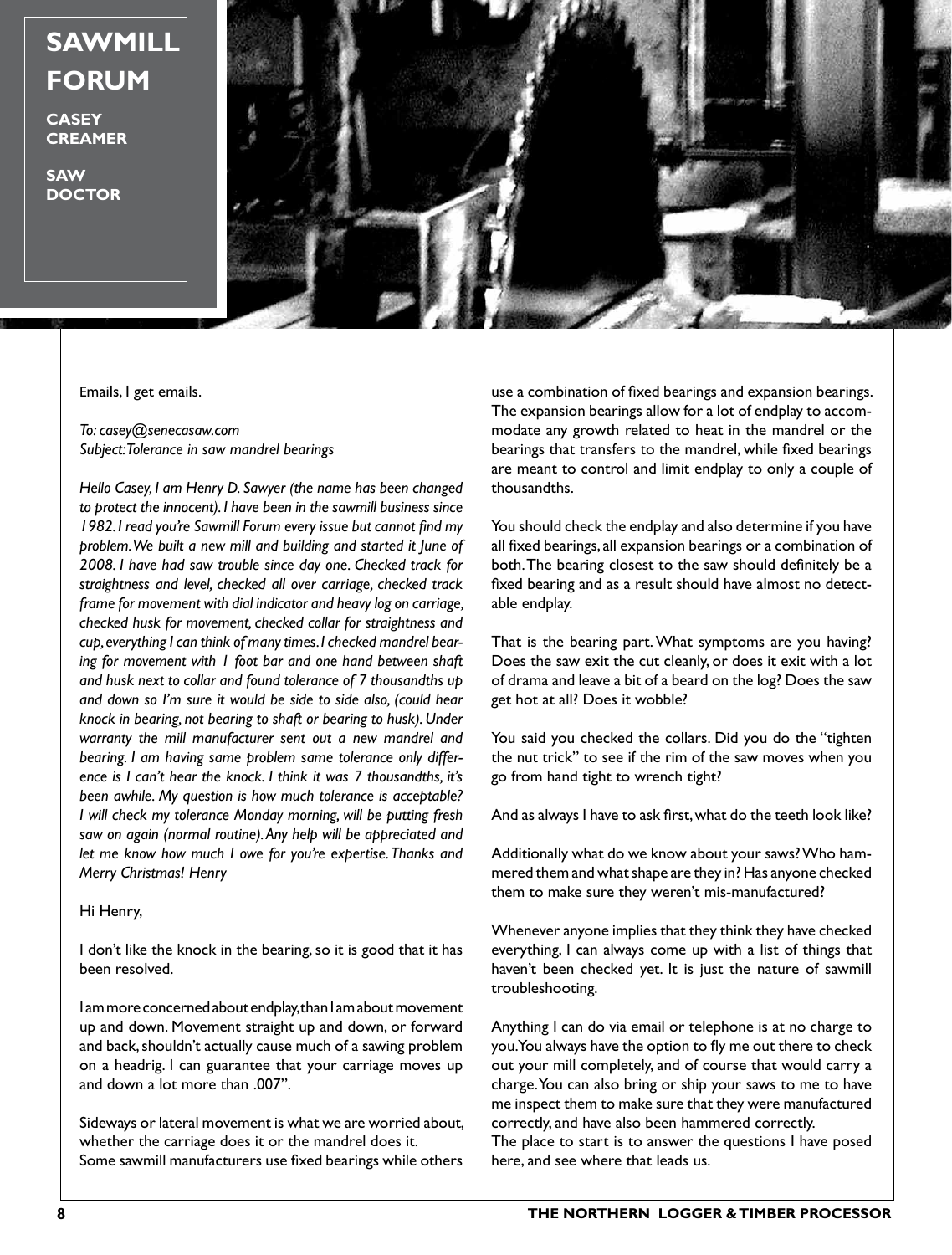# SAWMILL FORUM

**CASEY CREAMER**

**SAW DOCTOR**

Emails, I get emails.

*To: casey@senecasaw.com*
*Subject: Tolerance in saw mandrel bearings*

*Hello Casey, I am Henry D. Sawyer (the name has been changed to protect the innocent). I have been in the sawmill business since 1982. I read you're Sawmill Forum every issue but cannot find my problem. We built a new mill and building and started it June of 2008. I have had saw trouble since day one. Checked track for straightness and level, checked all over carriage, checked track frame for movement with dial indicator and heavy log on carriage, checked husk for movement, checked collar for straightness and cup, everything I can think of many times. I checked mandrel bearing for movement with 1 foot bar and one hand between shaft and husk next to collar and found tolerance of 7 thousandths up and down so I'm sure it would be side to side also, (could hear knock in bearing, not bearing to shaft or bearing to husk). Under warranty the mill manufacturer sent out a new mandrel and bearing. I am having same problem same tolerance only difference is I can't hear the knock. I think it was 7 thousandths, it's been awhile. My question is how much tolerance is acceptable? I will check my tolerance Monday morning, will be putting fresh saw on again (normal routine). Any help will be appreciated and let me know how much I owe for you're expertise. Thanks and Merry Christmas! Henry*

Hi Henry,

I don't like the knock in the bearing, so it is good that it has been resolved.

I am more concerned about endplay, than I am about movement up and down. Movement straight up and down, or forward and back, shouldn't actually cause much of a sawing problem on a headrig. I can guarantee that your carriage moves up and down a lot more than .007".

Sideways or lateral movement is what we are worried about, whether the carriage does it or the mandrel does it.
Some sawmill manufacturers use fixed bearings while others use a combination of fixed bearings and expansion bearings. The expansion bearings allow for a lot of endplay to accommodate any growth related to heat in the mandrel or the bearings that transfers to the mandrel, while fixed bearings are meant to control and limit endplay to only a couple of thousandths.

You should check the endplay and also determine if you have all fixed bearings, all expansion bearings or a combination of both. The bearing closest to the saw should definitely be a fixed bearing and as a result should have almost no detectable endplay.

That is the bearing part. What symptoms are you having? Does the saw exit the cut cleanly, or does it exit with a lot of drama and leave a bit of a beard on the log? Does the saw get hot at all? Does it wobble?

You said you checked the collars. Did you do the "tighten the nut trick" to see if the rim of the saw moves when you go from hand tight to wrench tight?

And as always I have to ask first, what do the teeth look like?

Additionally what do we know about your saws? Who hammered them and what shape are they in? Has anyone checked them to make sure they weren't mis-manufactured?

Whenever anyone implies that they think they have checked everything, I can always come up with a list of things that haven't been checked yet. It is just the nature of sawmill troubleshooting.

Anything I can do via email or telephone is at no charge to you. You always have the option to fly me out there to check out your mill completely, and of course that would carry a charge. You can also bring or ship your saws to me to have me inspect them to make sure that they were manufactured correctly, and have also been hammered correctly.
The place to start is to answer the questions I have posed here, and see where that leads us.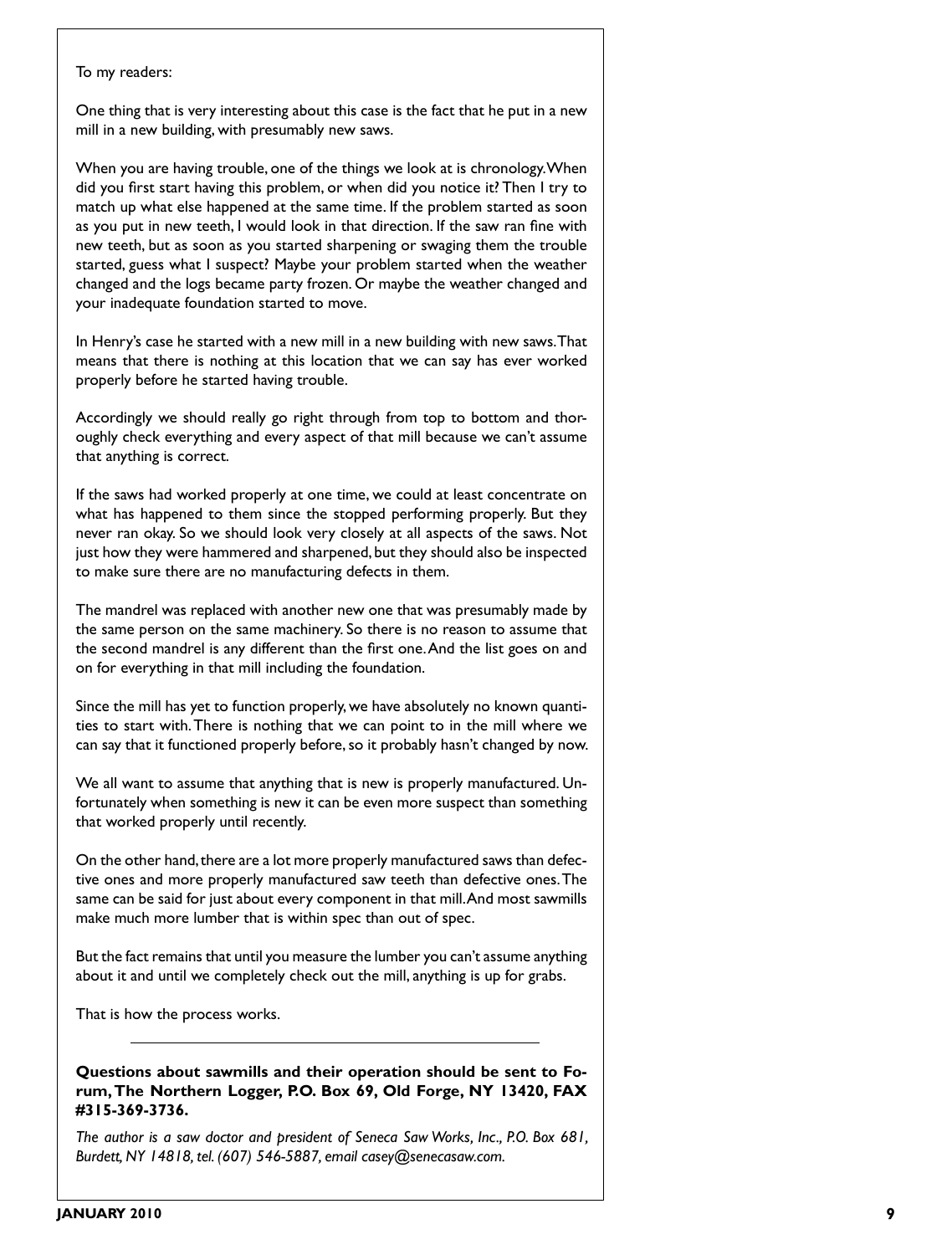To my readers:

One thing that is very interesting about this case is the fact that he put in a new mill in a new building, with presumably new saws.

When you are having trouble, one of the things we look at is chronology. When did you first start having this problem, or when did you notice it? Then I try to match up what else happened at the same time. If the problem started as soon as you put in new teeth, I would look in that direction. If the saw ran fine with new teeth, but as soon as you started sharpening or swaging them the trouble started, guess what I suspect? Maybe your problem started when the weather changed and the logs became party frozen. Or maybe the weather changed and your inadequate foundation started to move.

In Henry's case he started with a new mill in a new building with new saws. That means that there is nothing at this location that we can say has ever worked properly before he started having trouble.

Accordingly we should really go right through from top to bottom and thoroughly check everything and every aspect of that mill because we can't assume that anything is correct.

If the saws had worked properly at one time, we could at least concentrate on what has happened to them since the stopped performing properly. But they never ran okay. So we should look very closely at all aspects of the saws. Not just how they were hammered and sharpened, but they should also be inspected to make sure there are no manufacturing defects in them.

The mandrel was replaced with another new one that was presumably made by the same person on the same machinery. So there is no reason to assume that the second mandrel is any different than the first one. And the list goes on and on for everything in that mill including the foundation.

Since the mill has yet to function properly, we have absolutely no known quantities to start with. There is nothing that we can point to in the mill where we can say that it functioned properly before, so it probably hasn't changed by now.

We all want to assume that anything that is new is properly manufactured. Unfortunately when something is new it can be even more suspect than something that worked properly until recently.

On the other hand, there are a lot more properly manufactured saws than defective ones and more properly manufactured saw teeth than defective ones. The same can be said for just about every component in that mill. And most sawmills make much more lumber that is within spec than out of spec.

But the fact remains that until you measure the lumber you can't assume anything about it and until we completely check out the mill, anything is up for grabs.

That is how the process works.

---

**Questions about sawmills and their operation should be sent to Forum, The Northern Logger, P.O. Box 69, Old Forge, NY 13420, FAX #315-369-3736.**

*The author is a saw doctor and president of Seneca Saw Works, Inc., P.O. Box 681, Burdett, NY 14818, tel. (607) 546-5887, email casey@senecasaw.com.*